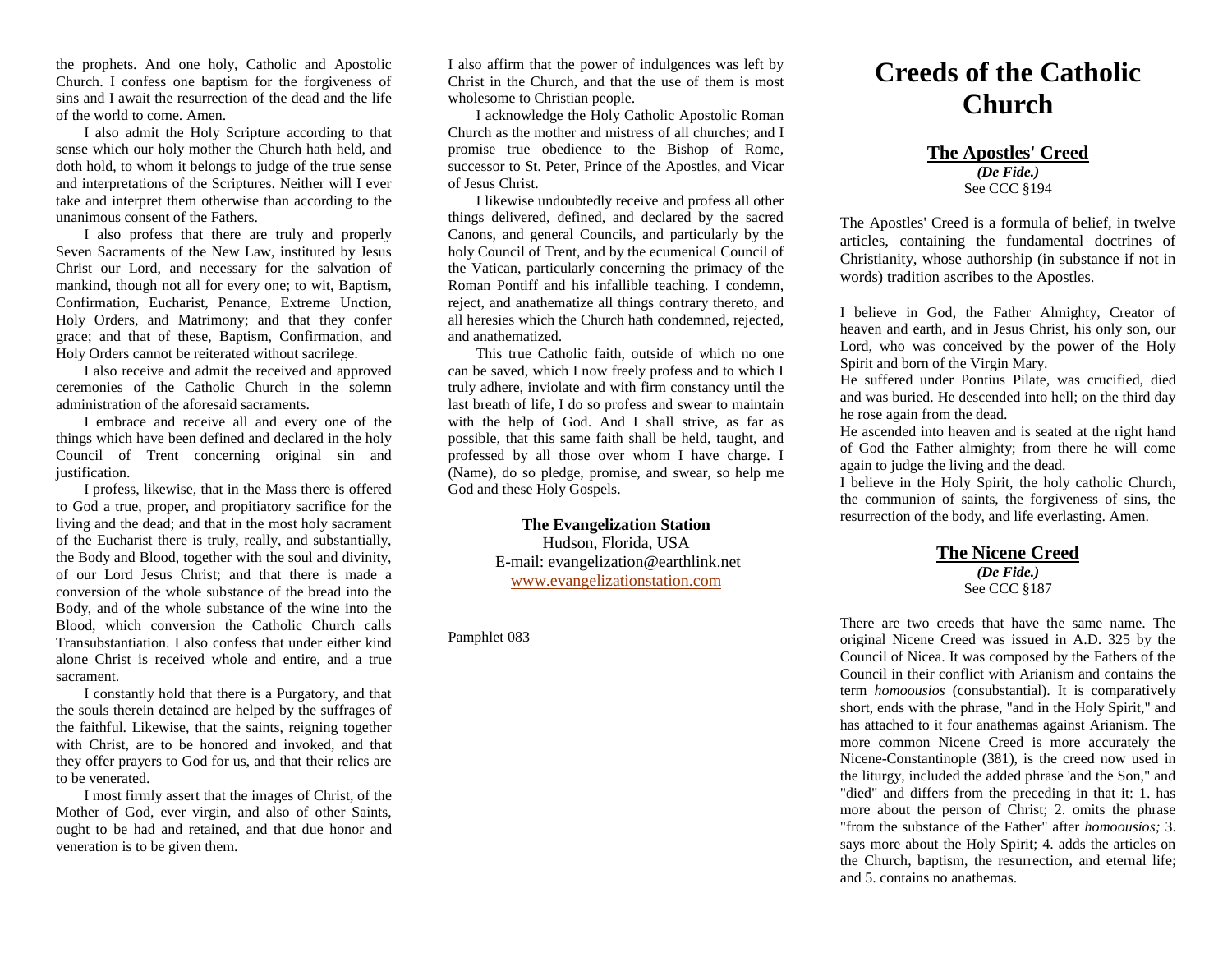the prophets. And one holy, Catholic and Apostolic Church. I confess one baptism for the forgiveness of sins and I await the resurrection of the dead and the life of the world to come. Amen.

I also admit the Holy Scripture according to that sense which our holy mother the Church hath held, and doth hold, to whom it belongs to judge of the true sense and interpretations of the Scriptures. Neither will I ever take and interpret them otherwise than according to the unanimous consent of the Fathers.

I also profess that there are truly and properly Seven Sacraments of the New Law, instituted by Jesus Christ our Lord, and necessary for the salvation of mankind, though not all for every one; to wit, Baptism, Confirmation, Eucharist, Penance, Extreme Unction, Holy Orders, and Matrimony; and that they confer grace; and that of these, Baptism, Confirmation, and Holy Orders cannot be reiterated without sacrilege.

I also receive and admit the received and approved ceremonies of the Catholic Church in the solemn administration of the aforesaid sacraments.

I embrace and receive all and every one of the things which have been defined and declared in the holy Council of Trent concerning original sin and justification.

I profess, likewise, that in the Mass there is offered to God a true, proper, and propitiatory sacrifice for the living and the dead; and that in the most holy sacrament of the Eucharist there is truly, really, and substantially, the Body and Blood, together with the soul and divinity, of our Lord Jesus Christ; and that there is made a conversion of the whole substance of the bread into the Body, and of the whole substance of the wine into the Blood, which conversion the Catholic Church calls Transubstantiation. I also confess that under either kind alone Christ is received whole and entire, and a true sacrament.

I constantly hold that there is a Purgatory, and that the souls therein detained are helped by the suffrages of the faithful. Likewise, that the saints, reigning together with Christ, are to be honored and invoked, and that they offer prayers to God for us, and that their relics are to be venerated.

I most firmly assert that the images of Christ, of the Mother of God, ever virgin, and also of other Saints, ought to be had and retained, and that due honor and veneration is to be given them.

I also affirm that the power of indulgences was left by Christ in the Church, and that the use of them is most wholesome to Christian people.

I acknowledge the Holy Catholic Apostolic Roman Church as the mother and mistress of all churches; and I promise true obedience to the Bishop of Rome, successor to St. Peter, Prince of the Apostles, and Vicar of Jesus Christ.

I likewise undoubtedly receive and profess all other things delivered, defined, and declared by the sacred Canons, and general Councils, and particularly by the holy Council of Trent, and by the ecumenical Council of the Vatican, particularly concerning the primacy of the Roman Pontiff and his infallible teaching. I condemn, reject, and anathematize all things contrary thereto, and all heresies which the Church hath condemned, rejected, and anathematized.

This true Catholic faith, outside of which no one can be saved, which I now freely profess and to which I truly adhere, inviolate and with firm constancy until the last breath of life, I do so profess and swear to maintain with the help of God. And I shall strive, as far as possible, that this same faith shall be held, taught, and professed by all those over whom I have charge. I (Name), do so pledge, promise, and swear, so help me God and these Holy Gospels.

**The Evangelization Station**
Hudson, Florida, USA
E-mail: evangelization@earthlink.net
www.evangelizationstation.com

Pamphlet 083

# Creeds of the Catholic Church

## The Apostles' Creed

***(De Fide.)***
See CCC §194

The Apostles' Creed is a formula of belief, in twelve articles, containing the fundamental doctrines of Christianity, whose authorship (in substance if not in words) tradition ascribes to the Apostles.

I believe in God, the Father Almighty, Creator of heaven and earth, and in Jesus Christ, his only son, our Lord, who was conceived by the power of the Holy Spirit and born of the Virgin Mary.
He suffered under Pontius Pilate, was crucified, died and was buried. He descended into hell; on the third day he rose again from the dead.
He ascended into heaven and is seated at the right hand of God the Father almighty; from there he will come again to judge the living and the dead.
I believe in the Holy Spirit, the holy catholic Church, the communion of saints, the forgiveness of sins, the resurrection of the body, and life everlasting. Amen.

## The Nicene Creed

***(De Fide.)***
See CCC §187

There are two creeds that have the same name. The original Nicene Creed was issued in A.D. 325 by the Council of Nicea. It was composed by the Fathers of the Council in their conflict with Arianism and contains the term *homoousios* (consubstantial). It is comparatively short, ends with the phrase, "and in the Holy Spirit," and has attached to it four anathemas against Arianism. The more common Nicene Creed is more accurately the Nicene-Constantinople (381), is the creed now used in the liturgy, included the added phrase 'and the Son," and "died" and differs from the preceding in that it: 1. has more about the person of Christ; 2. omits the phrase "from the substance of the Father" after *homoousios;* 3. says more about the Holy Spirit; 4. adds the articles on the Church, baptism, the resurrection, and eternal life; and 5. contains no anathemas.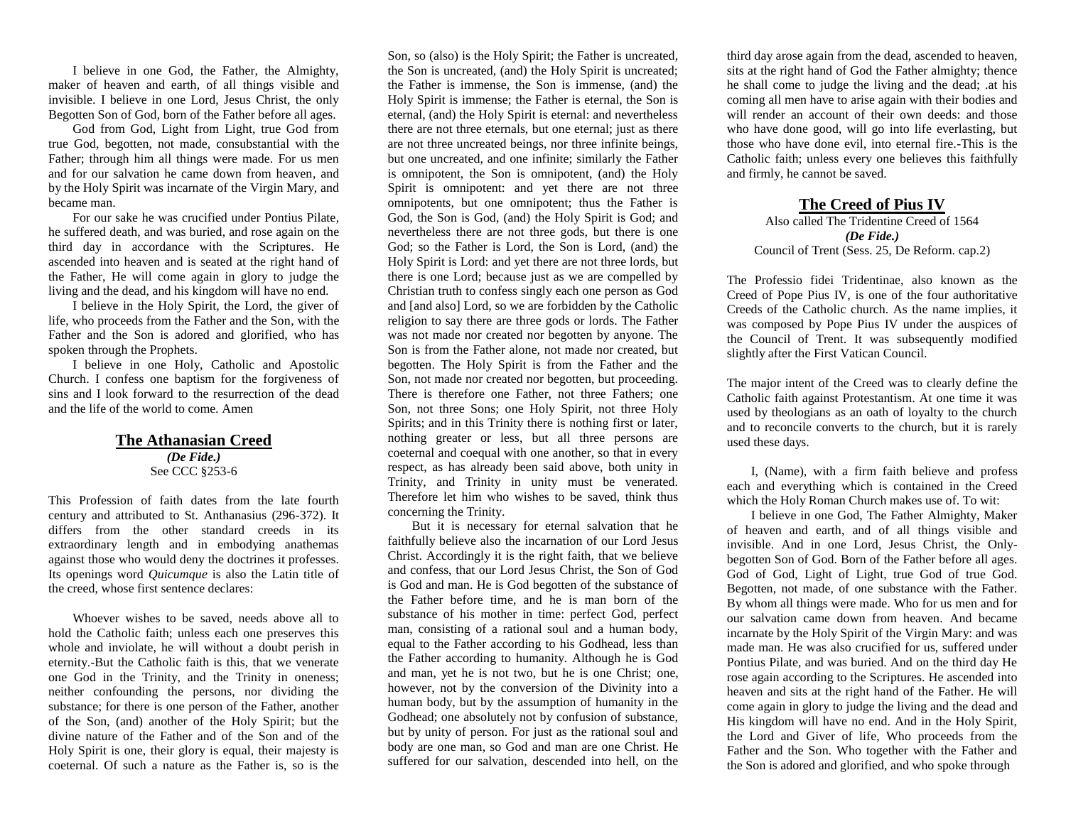I believe in one God, the Father, the Almighty, maker of heaven and earth, of all things visible and invisible. I believe in one Lord, Jesus Christ, the only Begotten Son of God, born of the Father before all ages.

God from God, Light from Light, true God from true God, begotten, not made, consubstantial with the Father; through him all things were made. For us men and for our salvation he came down from heaven, and by the Holy Spirit was incarnate of the Virgin Mary, and became man.

For our sake he was crucified under Pontius Pilate, he suffered death, and was buried, and rose again on the third day in accordance with the Scriptures. He ascended into heaven and is seated at the right hand of the Father, He will come again in glory to judge the living and the dead, and his kingdom will have no end.

I believe in the Holy Spirit, the Lord, the giver of life, who proceeds from the Father and the Son, with the Father and the Son is adored and glorified, who has spoken through the Prophets.

I believe in one Holy, Catholic and Apostolic Church. I confess one baptism for the forgiveness of sins and I look forward to the resurrection of the dead and the life of the world to come. Amen

## The Athanasian Creed

***(De Fide.)***

See CCC §253-6

This Profession of faith dates from the late fourth century and attributed to St. Anthanasius (296-372). It differs from the other standard creeds in its extraordinary length and in embodying anathemas against those who would deny the doctrines it professes. Its openings word *Quicumque* is also the Latin title of the creed, whose first sentence declares:

Whoever wishes to be saved, needs above all to hold the Catholic faith; unless each one preserves this whole and inviolate, he will without a doubt perish in eternity.-But the Catholic faith is this, that we venerate one God in the Trinity, and the Trinity in oneness; neither confounding the persons, nor dividing the substance; for there is one person of the Father, another of the Son, (and) another of the Holy Spirit; but the divine nature of the Father and of the Son and of the Holy Spirit is one, their glory is equal, their majesty is coeternal. Of such a nature as the Father is, so is the Son, so (also) is the Holy Spirit; the Father is uncreated, the Son is uncreated, (and) the Holy Spirit is uncreated; the Father is immense, the Son is immense, (and) the Holy Spirit is immense; the Father is eternal, the Son is eternal, (and) the Holy Spirit is eternal: and nevertheless there are not three eternals, but one eternal; just as there are not three uncreated beings, nor three infinite beings, but one uncreated, and one infinite; similarly the Father is omnipotent, the Son is omnipotent, (and) the Holy Spirit is omnipotent: and yet there are not three omnipotents, but one omnipotent; thus the Father is God, the Son is God, (and) the Holy Spirit is God; and nevertheless there are not three gods, but there is one God; so the Father is Lord, the Son is Lord, (and) the Holy Spirit is Lord: and yet there are not three lords, but there is one Lord; because just as we are compelled by Christian truth to confess singly each one person as God and [and also] Lord, so we are forbidden by the Catholic religion to say there are three gods or lords. The Father was not made nor created nor begotten by anyone. The Son is from the Father alone, not made nor created, but begotten. The Holy Spirit is from the Father and the Son, not made nor created nor begotten, but proceeding. There is therefore one Father, not three Fathers; one Son, not three Sons; one Holy Spirit, not three Holy Spirits; and in this Trinity there is nothing first or later, nothing greater or less, but all three persons are coeternal and coequal with one another, so that in every respect, as has already been said above, both unity in Trinity, and Trinity in unity must be venerated. Therefore let him who wishes to be saved, think thus concerning the Trinity.

But it is necessary for eternal salvation that he faithfully believe also the incarnation of our Lord Jesus Christ. Accordingly it is the right faith, that we believe and confess, that our Lord Jesus Christ, the Son of God is God and man. He is God begotten of the substance of the Father before time, and he is man born of the substance of his mother in time: perfect God, perfect man, consisting of a rational soul and a human body, equal to the Father according to his Godhead, less than the Father according to humanity. Although he is God and man, yet he is not two, but he is one Christ; one, however, not by the conversion of the Divinity into a human body, but by the assumption of humanity in the Godhead; one absolutely not by confusion of substance, but by unity of person. For just as the rational soul and body are one man, so God and man are one Christ. He suffered for our salvation, descended into hell, on the third day arose again from the dead, ascended to heaven, sits at the right hand of God the Father almighty; thence he shall come to judge the living and the dead; .at his coming all men have to arise again with their bodies and will render an account of their own deeds: and those who have done good, will go into life everlasting, but those who have done evil, into eternal fire.-This is the Catholic faith; unless every one believes this faithfully and firmly, he cannot be saved.

## The Creed of Pius IV

Also called The Tridentine Creed of 1564

***(De Fide.)***

Council of Trent (Sess. 25, De Reform. cap.2)

The Professio fidei Tridentinae, also known as the Creed of Pope Pius IV, is one of the four authoritative Creeds of the Catholic church. As the name implies, it was composed by Pope Pius IV under the auspices of the Council of Trent. It was subsequently modified slightly after the First Vatican Council.

The major intent of the Creed was to clearly define the Catholic faith against Protestantism. At one time it was used by theologians as an oath of loyalty to the church and to reconcile converts to the church, but it is rarely used these days.

I, (Name), with a firm faith believe and profess each and everything which is contained in the Creed which the Holy Roman Church makes use of. To wit:

I believe in one God, The Father Almighty, Maker of heaven and earth, and of all things visible and invisible. And in one Lord, Jesus Christ, the Only-begotten Son of God. Born of the Father before all ages. God of God, Light of Light, true God of true God. Begotten, not made, of one substance with the Father. By whom all things were made. Who for us men and for our salvation came down from heaven. And became incarnate by the Holy Spirit of the Virgin Mary: and was made man. He was also crucified for us, suffered under Pontius Pilate, and was buried. And on the third day He rose again according to the Scriptures. He ascended into heaven and sits at the right hand of the Father. He will come again in glory to judge the living and the dead and His kingdom will have no end. And in the Holy Spirit, the Lord and Giver of life, Who proceeds from the Father and the Son. Who together with the Father and the Son is adored and glorified, and who spoke through